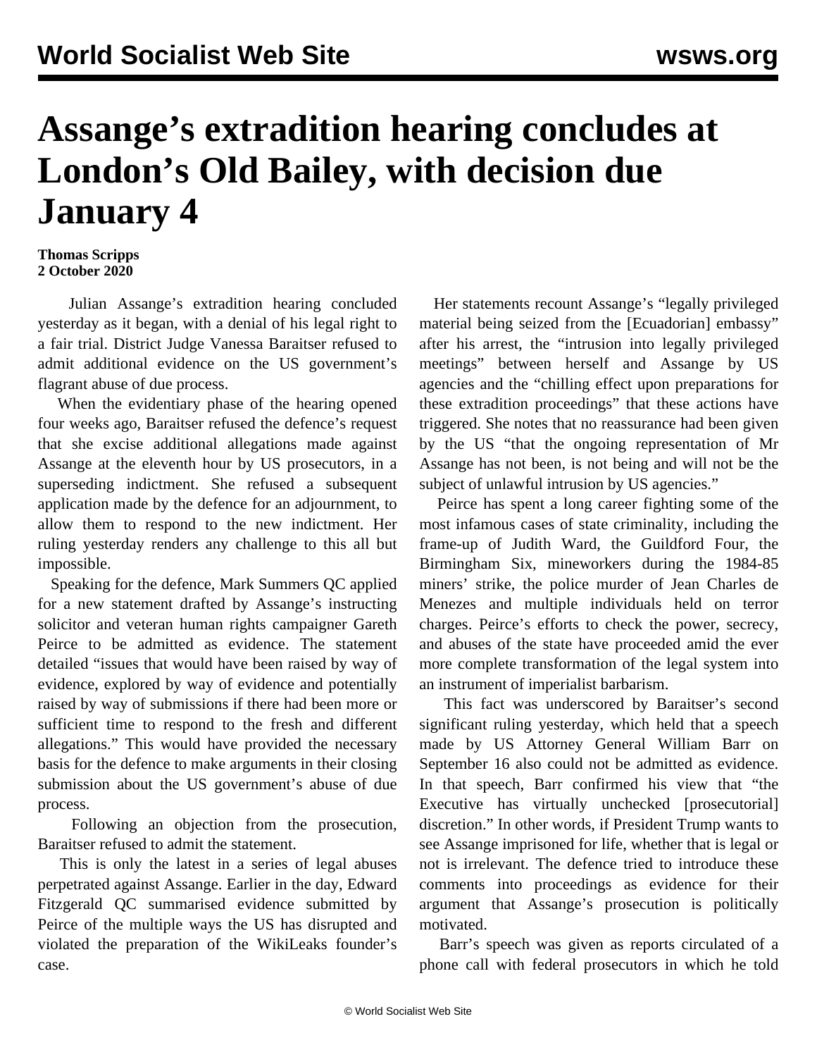# Assange's extradition hearing concludes at London's Old Bailey, with decision due January 4

**Thomas Scripps**
**2 October 2020**

Julian Assange's extradition hearing concluded yesterday as it began, with a denial of his legal right to a fair trial. District Judge Vanessa Baraitser refused to admit additional evidence on the US government's flagrant abuse of due process.

When the evidentiary phase of the hearing opened four weeks ago, Baraitser refused the defence's request that she excise additional allegations made against Assange at the eleventh hour by US prosecutors, in a superseding indictment. She refused a subsequent application made by the defence for an adjournment, to allow them to respond to the new indictment. Her ruling yesterday renders any challenge to this all but impossible.

Speaking for the defence, Mark Summers QC applied for a new statement drafted by Assange's instructing solicitor and veteran human rights campaigner Gareth Peirce to be admitted as evidence. The statement detailed "issues that would have been raised by way of evidence, explored by way of evidence and potentially raised by way of submissions if there had been more or sufficient time to respond to the fresh and different allegations." This would have provided the necessary basis for the defence to make arguments in their closing submission about the US government's abuse of due process.

Following an objection from the prosecution, Baraitser refused to admit the statement.

This is only the latest in a series of legal abuses perpetrated against Assange. Earlier in the day, Edward Fitzgerald QC summarised evidence submitted by Peirce of the multiple ways the US has disrupted and violated the preparation of the WikiLeaks founder's case.

Her statements recount Assange's "legally privileged material being seized from the [Ecuadorian] embassy" after his arrest, the "intrusion into legally privileged meetings" between herself and Assange by US agencies and the "chilling effect upon preparations for these extradition proceedings" that these actions have triggered. She notes that no reassurance had been given by the US "that the ongoing representation of Mr Assange has not been, is not being and will not be the subject of unlawful intrusion by US agencies."

Peirce has spent a long career fighting some of the most infamous cases of state criminality, including the frame-up of Judith Ward, the Guildford Four, the Birmingham Six, mineworkers during the 1984-85 miners' strike, the police murder of Jean Charles de Menezes and multiple individuals held on terror charges. Peirce's efforts to check the power, secrecy, and abuses of the state have proceeded amid the ever more complete transformation of the legal system into an instrument of imperialist barbarism.

This fact was underscored by Baraitser's second significant ruling yesterday, which held that a speech made by US Attorney General William Barr on September 16 also could not be admitted as evidence. In that speech, Barr confirmed his view that "the Executive has virtually unchecked [prosecutorial] discretion." In other words, if President Trump wants to see Assange imprisoned for life, whether that is legal or not is irrelevant. The defence tried to introduce these comments into proceedings as evidence for their argument that Assange's prosecution is politically motivated.

Barr's speech was given as reports circulated of a phone call with federal prosecutors in which he told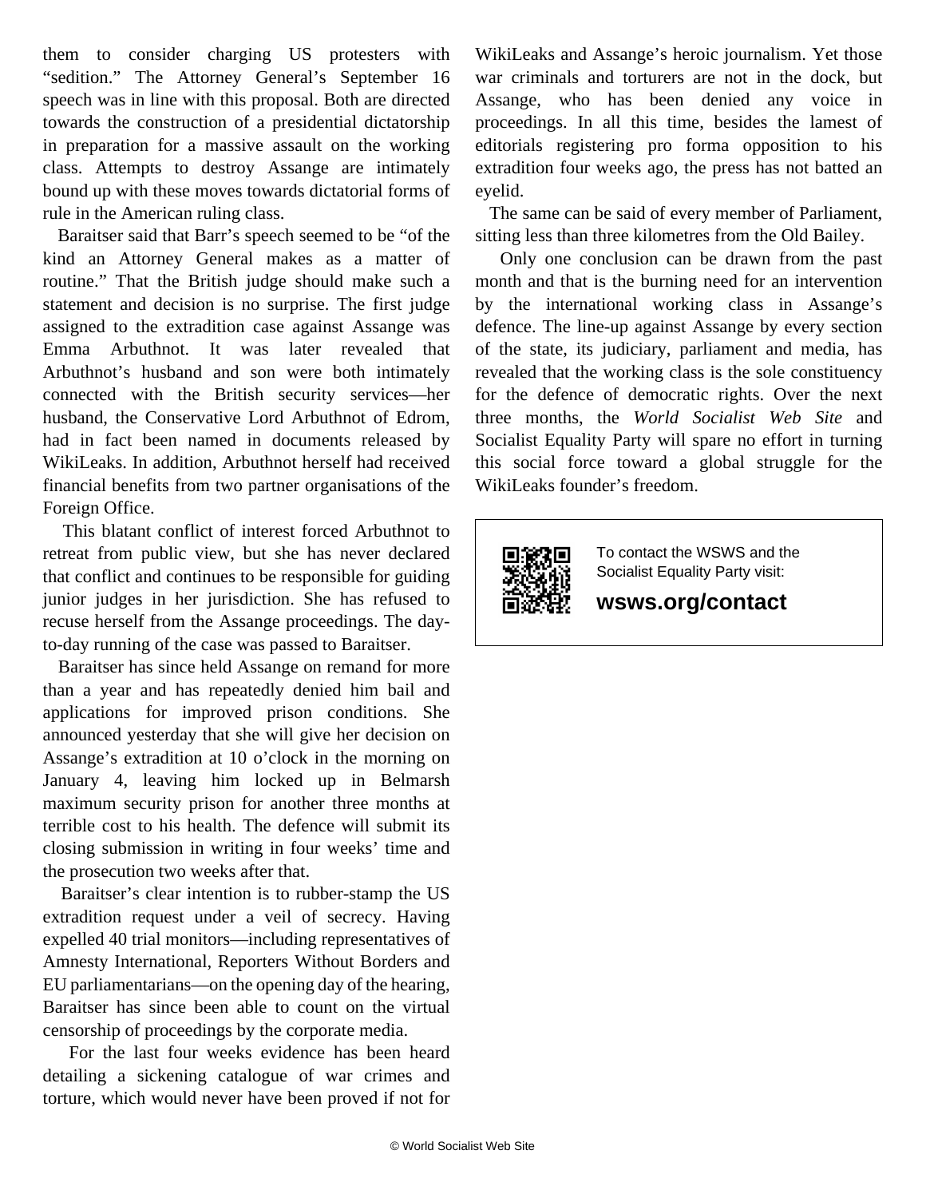them to consider charging US protesters with "sedition." The Attorney General's September 16 speech was in line with this proposal. Both are directed towards the construction of a presidential dictatorship in preparation for a massive assault on the working class. Attempts to destroy Assange are intimately bound up with these moves towards dictatorial forms of rule in the American ruling class.

Baraitser said that Barr's speech seemed to be "of the kind an Attorney General makes as a matter of routine." That the British judge should make such a statement and decision is no surprise. The first judge assigned to the extradition case against Assange was Emma Arbuthnot. It was later revealed that Arbuthnot's husband and son were both intimately connected with the British security services—her husband, the Conservative Lord Arbuthnot of Edrom, had in fact been named in documents released by WikiLeaks. In addition, Arbuthnot herself had received financial benefits from two partner organisations of the Foreign Office.

This blatant conflict of interest forced Arbuthnot to retreat from public view, but she has never declared that conflict and continues to be responsible for guiding junior judges in her jurisdiction. She has refused to recuse herself from the Assange proceedings. The day-to-day running of the case was passed to Baraitser.

Baraitser has since held Assange on remand for more than a year and has repeatedly denied him bail and applications for improved prison conditions. She announced yesterday that she will give her decision on Assange's extradition at 10 o'clock in the morning on January 4, leaving him locked up in Belmarsh maximum security prison for another three months at terrible cost to his health. The defence will submit its closing submission in writing in four weeks' time and the prosecution two weeks after that.

Baraitser's clear intention is to rubber-stamp the US extradition request under a veil of secrecy. Having expelled 40 trial monitors—including representatives of Amnesty International, Reporters Without Borders and EU parliamentarians—on the opening day of the hearing, Baraitser has since been able to count on the virtual censorship of proceedings by the corporate media.

For the last four weeks evidence has been heard detailing a sickening catalogue of war crimes and torture, which would never have been proved if not for WikiLeaks and Assange's heroic journalism. Yet those war criminals and torturers are not in the dock, but Assange, who has been denied any voice in proceedings. In all this time, besides the lamest of editorials registering pro forma opposition to his extradition four weeks ago, the press has not batted an eyelid.

The same can be said of every member of Parliament, sitting less than three kilometres from the Old Bailey.

Only one conclusion can be drawn from the past month and that is the burning need for an intervention by the international working class in Assange's defence. The line-up against Assange by every section of the state, its judiciary, parliament and media, has revealed that the working class is the sole constituency for the defence of democratic rights. Over the next three months, the *World Socialist Web Site* and Socialist Equality Party will spare no effort in turning this social force toward a global struggle for the WikiLeaks founder's freedom.

To contact the WSWS and the Socialist Equality Party visit:

**wsws.org/contact**